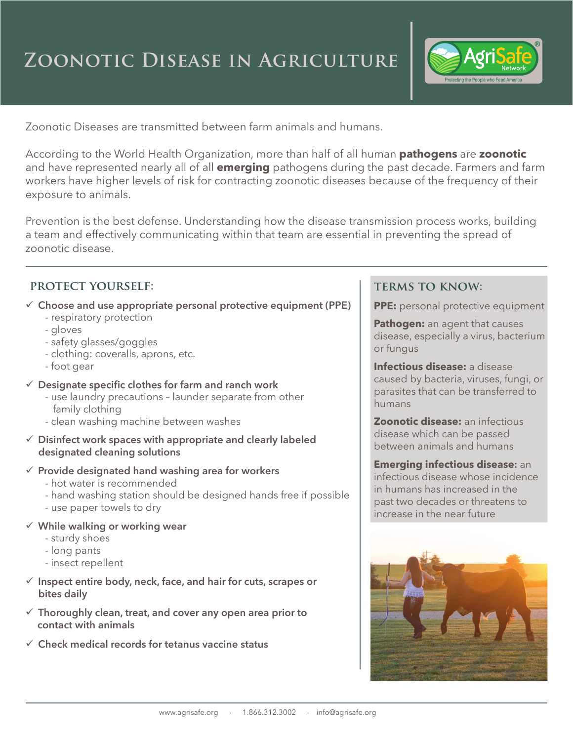# Zoonotic Disease in Agriculture

Zoonotic Diseases are transmitted between farm animals and humans.

According to the World Health Organization, more than half of all human **pathogens** are **zoonotic** and have represented nearly all of all **emerging** pathogens during the past decade. Farmers and farm workers have higher levels of risk for contracting zoonotic diseases because of the frequency of their exposure to animals.

Prevention is the best defense. Understanding how the disease transmission process works, building a team and effectively communicating within that team are essential in preventing the spread of zoonotic disease.

## PROTECT YOURSELF:

- ✓ **Choose and use appropriate personal protective equipment (PPE)**
  - respiratory protection
  - gloves
  - safety glasses/goggles
  - clothing: coveralls, aprons, etc.
  - foot gear
- ✓ **Designate specific clothes for farm and ranch work**
  - use laundry precautions – launder separate from other family clothing
  - clean washing machine between washes
- ✓ **Disinfect work spaces with appropriate and clearly labeled designated cleaning solutions**
- ✓ **Provide designated hand washing area for workers**
  - hot water is recommended
  - hand washing station should be designed hands free if possible
  - use paper towels to dry
- ✓ **While walking or working wear**
  - sturdy shoes
  - long pants
  - insect repellent
- ✓ **Inspect entire body, neck, face, and hair for cuts, scrapes or bites daily**
- ✓ **Thoroughly clean, treat, and cover any open area prior to contact with animals**
- ✓ **Check medical records for tetanus vaccine status**

## TERMS TO KNOW:

**PPE:** personal protective equipment

**Pathogen:** an agent that causes disease, especially a virus, bacterium or fungus

**Infectious disease:** a disease caused by bacteria, viruses, fungi, or parasites that can be transferred to humans

**Zoonotic disease:** an infectious disease which can be passed between animals and humans

**Emerging infectious disease:** an infectious disease whose incidence in humans has increased in the past two decades or threatens to increase in the near future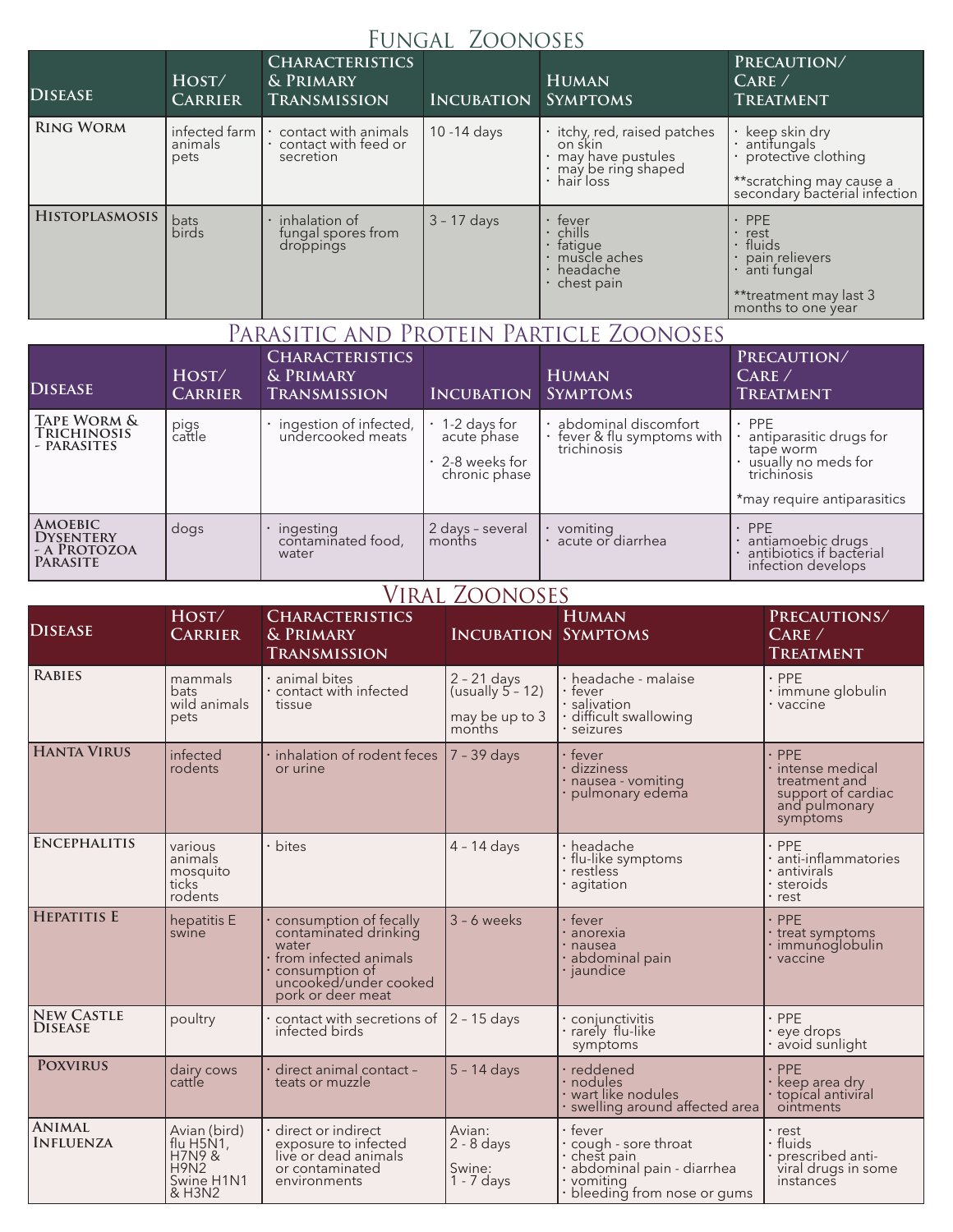# Fungal Zoonoses

| Disease | Host/ Carrier | Characteristics & Primary Transmission | Incubation | Human Symptoms | Precaution/ Care / Treatment |
|---|---|---|---|---|---|
| Ring Worm | infected farm animals<br>pets | • contact with animals<br>• contact with feed or secretion | 10 -14 days | • itchy, red, raised patches on skin<br>• may have pustules<br>• may be ring shaped<br>• hair loss | • keep skin dry<br>• antifungals<br>• protective clothing<br><br>**scratching may cause a secondary bacterial infection |
| Histoplasmosis | bats<br>birds | • inhalation of fungal spores from droppings | 3 – 17 days | • fever<br>• chills<br>• fatigue<br>• muscle aches<br>• headache<br>• chest pain | • PPE<br>• rest<br>• fluids<br>• pain relievers<br>• anti fungal<br><br>**treatment may last 3 months to one year |

# Parasitic and Protein Particle Zoonoses

| Disease | Host/ Carrier | Characteristics & Primary Transmission | Incubation | Human Symptoms | Precaution/ Care / Treatment |
|---|---|---|---|---|---|
| Tape Worm & Trichinosis - parasites | pigs<br>cattle | • ingestion of infected, undercooked meats | • 1-2 days for acute phase<br>• 2-8 weeks for chronic phase | • abdominal discomfort<br>• fever & flu symptoms with trichinosis | • PPE<br>• antiparasitic drugs for tape worm<br>• usually no meds for trichinosis<br><br>*may require antiparasitics |
| Amoebic Dysentery - a Protozoa Parasite | dogs | • ingesting contaminated food, water | 2 days – several months | • vomiting<br>• acute or diarrhea | • PPE<br>• antiamoebic drugs<br>• antibiotics if bacterial infection develops |

# Viral Zoonoses

| Disease | Host/ Carrier | Characteristics & Primary Transmission | Incubation | Human Symptoms | Precautions/ Care / Treatment |
|---|---|---|---|---|---|
| Rabies | mammals<br>bats<br>wild animals<br>pets | • animal bites<br>• contact with infected tissue | 2 – 21 days (usually 5 – 12)<br><br>may be up to 3 months | • headache - malaise<br>• fever<br>• salivation<br>• difficult swallowing<br>• seizures | • PPE<br>• immune globulin<br>• vaccine |
| Hanta Virus | infected rodents | • inhalation of rodent feces or urine | 7 – 39 days | • fever<br>• dizziness<br>• nausea - vomiting<br>• pulmonary edema | • PPE<br>• intense medical treatment and support of cardiac and pulmonary symptoms |
| Encephalitis | various animals<br>mosquito<br>ticks<br>rodents | • bites | 4 – 14 days | • headache<br>• flu-like symptoms<br>• restless<br>• agitation | • PPE<br>• anti-inflammatories<br>• antivirals<br>• steroids<br>• rest |
| Hepatitis E | hepatitis E swine | • consumption of fecally contaminated drinking water<br>• from infected animals<br>• consumption of uncooked/under cooked pork or deer meat | 3 – 6 weeks | • fever<br>• anorexia<br>• nausea<br>• abdominal pain<br>• jaundice | • PPE<br>• treat symptoms<br>• immunoglobulin<br>• vaccine |
| New Castle Disease | poultry | • contact with secretions of infected birds | 2 – 15 days | • conjunctivitis<br>• rarely flu-like symptoms | • PPE<br>• eye drops<br>• avoid sunlight |
| Poxvirus | dairy cows<br>cattle | • direct animal contact – teats or muzzle | 5 – 14 days | • reddened<br>• nodules<br>• wart like nodules<br>• swelling around affected area | • PPE<br>• keep area dry<br>• topical antiviral ointments |
| Animal Influenza | Avian (bird) flu H5N1, H7N9 & H9N2<br>Swine H1N1 & H3N2 | • direct or indirect exposure to infected live or dead animals or contaminated environments | Avian:<br>2 - 8 days<br><br>Swine:<br>1 - 7 days | • fever<br>• cough - sore throat<br>• chest pain<br>• abdominal pain - diarrhea<br>• vomiting<br>• bleeding from nose or gums | • rest<br>• fluids<br>• prescribed anti-viral drugs in some instances |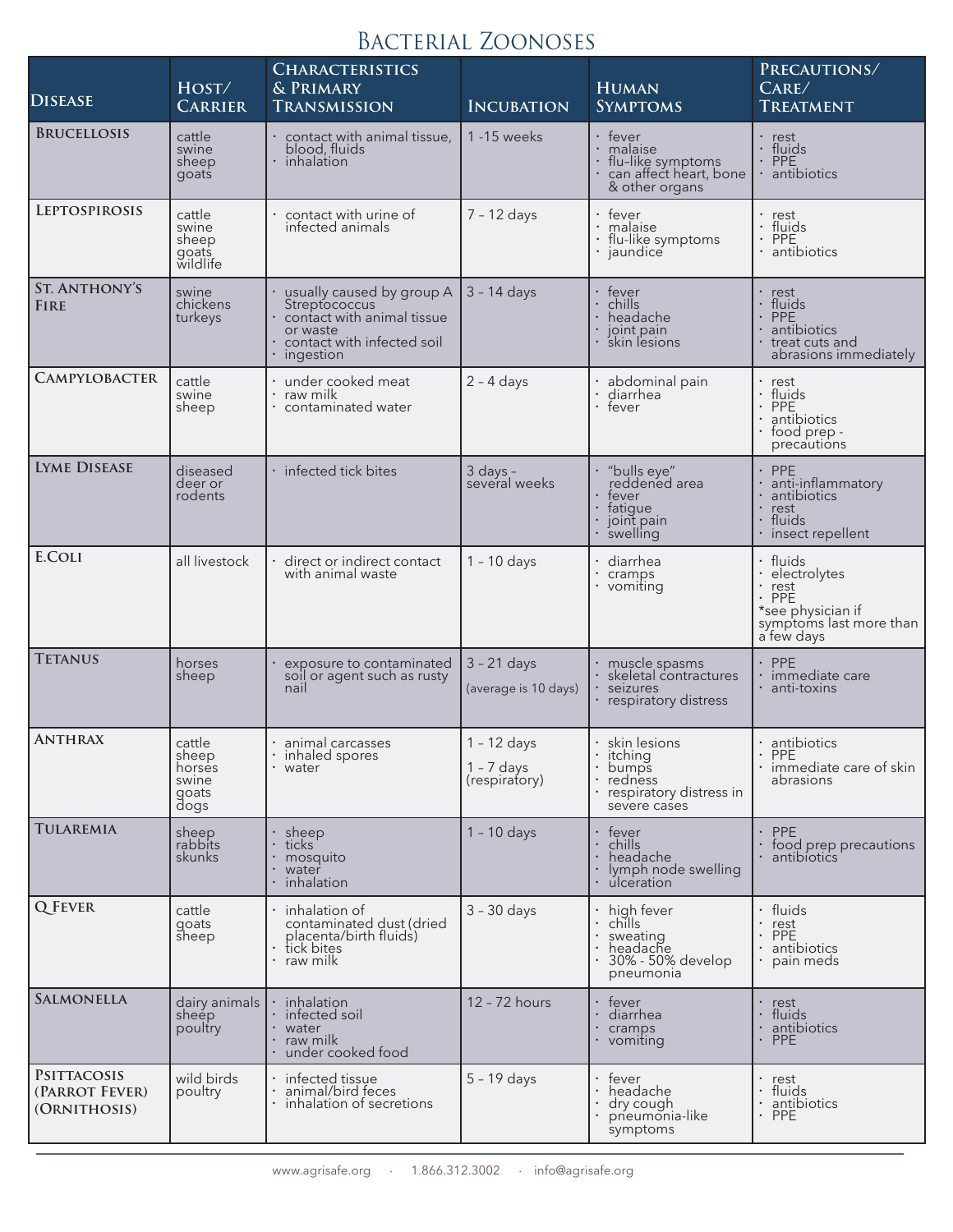# Bacterial Zoonoses

| Disease | Host/ Carrier | Characteristics & Primary Transmission | Incubation | Human Symptoms | Precautions/ Care/ Treatment |
|---|---|---|---|---|---|
| **Brucellosis** | cattle<br>swine<br>sheep<br>goats | · contact with animal tissue, blood, fluids<br>· inhalation | 1 -15 weeks | · fever<br>· malaise<br>· flu-like symptoms<br>· can affect heart, bone & other organs | · rest<br>· fluids<br>· PPE<br>· antibiotics |
| **Leptospirosis** | cattle<br>swine<br>sheep<br>goats<br>wildlife | · contact with urine of infected animals | 7 – 12 days | · fever<br>· malaise<br>· flu-like symptoms<br>· jaundice | · rest<br>· fluids<br>· PPE<br>· antibiotics |
| **St. Anthony's Fire** | swine<br>chickens<br>turkeys | · usually caused by group A Streptococcus<br>· contact with animal tissue or waste<br>· contact with infected soil<br>· ingestion | 3 – 14 days | · fever<br>· chills<br>· headache<br>· joint pain<br>· skin lesions | · rest<br>· fluids<br>· PPE<br>· antibiotics<br>· treat cuts and abrasions immediately |
| **Campylobacter** | cattle<br>swine<br>sheep | · under cooked meat<br>· raw milk<br>· contaminated water | 2 – 4 days | · abdominal pain<br>· diarrhea<br>· fever | · rest<br>· fluids<br>· PPE<br>· antibiotics<br>· food prep - precautions |
| **Lyme Disease** | diseased deer or rodents | · infected tick bites | 3 days – several weeks | · "bulls eye" reddened area<br>· fever<br>· fatigue<br>· joint pain<br>· swelling | · PPE<br>· anti-inflammatory<br>· antibiotics<br>· rest<br>· fluids<br>· insect repellent |
| **E.Coli** | all livestock | · direct or indirect contact with animal waste | 1 – 10 days | · diarrhea<br>· cramps<br>· vomiting | · fluids<br>· electrolytes<br>· rest<br>· PPE<br>*see physician if symptoms last more than a few days |
| **Tetanus** | horses<br>sheep | · exposure to contaminated soil or agent such as rusty nail | 3 – 21 days<br>(average is 10 days) | · muscle spasms<br>· skeletal contractures<br>· seizures<br>· respiratory distress | · PPE<br>· immediate care<br>· anti-toxins |
| **Anthrax** | cattle<br>sheep<br>horses<br>swine<br>goats<br>dogs | · animal carcasses<br>· inhaled spores<br>· water | 1 – 12 days<br>1 – 7 days (respiratory) | · skin lesions<br>· itching<br>· bumps<br>· redness<br>· respiratory distress in severe cases | · antibiotics<br>· PPE<br>· immediate care of skin abrasions |
| **Tularemia** | sheep<br>rabbits<br>skunks | · sheep<br>· ticks<br>· mosquito<br>· water<br>· inhalation | 1 – 10 days | · fever<br>· chills<br>· headache<br>· lymph node swelling<br>· ulceration | · PPE<br>· food prep precautions<br>· antibiotics |
| **Q Fever** | cattle<br>goats<br>sheep | · inhalation of contaminated dust (dried placenta/birth fluids)<br>· tick bites<br>· raw milk | 3 – 30 days | · high fever<br>· chills<br>· sweating<br>· headache<br>· 30% - 50% develop pneumonia | · fluids<br>· rest<br>· PPE<br>· antibiotics<br>· pain meds |
| **Salmonella** | dairy animals<br>sheep<br>poultry | · inhalation<br>· infected soil<br>· water<br>· raw milk<br>· under cooked food | 12 – 72 hours | · fever<br>· diarrhea<br>· cramps<br>· vomiting | · rest<br>· fluids<br>· antibiotics<br>· PPE |
| **Psittacosis (Parrot Fever) (Ornithosis)** | wild birds<br>poultry | · infected tissue<br>· animal/bird feces<br>· inhalation of secretions | 5 – 19 days | · fever<br>· headache<br>· dry cough<br>· pneumonia-like symptoms | · rest<br>· fluids<br>· antibiotics<br>· PPE |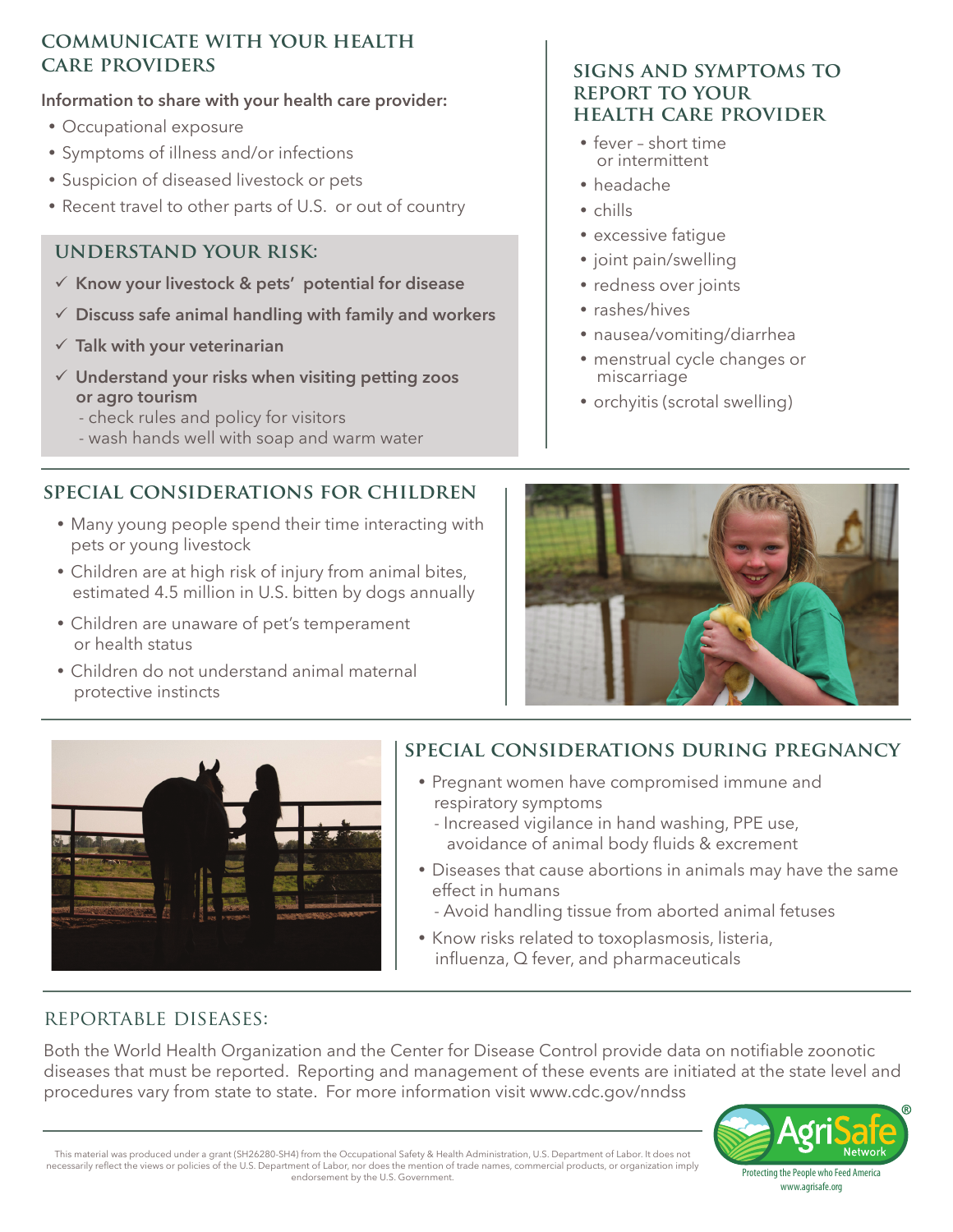## COMMUNICATE WITH YOUR HEALTH CARE PROVIDERS

**Information to share with your health care provider:**

- Occupational exposure
- Symptoms of illness and/or infections
- Suspicion of diseased livestock or pets
- Recent travel to other parts of U.S. or out of country

### UNDERSTAND YOUR RISK:

- ✓ **Know your livestock & pets' potential for disease**
- ✓ **Discuss safe animal handling with family and workers**
- ✓ **Talk with your veterinarian**
- ✓ **Understand your risks when visiting petting zoos or agro tourism**
  - check rules and policy for visitors
  - wash hands well with soap and warm water

## SIGNS AND SYMPTOMS TO REPORT TO YOUR HEALTH CARE PROVIDER

- fever – short time or intermittent
- headache
- chills
- excessive fatigue
- joint pain/swelling
- redness over joints
- rashes/hives
- nausea/vomiting/diarrhea
- menstrual cycle changes or miscarriage
- orchyitis (scrotal swelling)

## SPECIAL CONSIDERATIONS FOR CHILDREN

- Many young people spend their time interacting with pets or young livestock
- Children are at high risk of injury from animal bites, estimated 4.5 million in U.S. bitten by dogs annually
- Children are unaware of pet's temperament or health status
- Children do not understand animal maternal protective instincts

## SPECIAL CONSIDERATIONS DURING PREGNANCY

- Pregnant women have compromised immune and respiratory symptoms
  - Increased vigilance in hand washing, PPE use, avoidance of animal body fluids & excrement
- Diseases that cause abortions in animals may have the same effect in humans
  - Avoid handling tissue from aborted animal fetuses
- Know risks related to toxoplasmosis, listeria, influenza, Q fever, and pharmaceuticals

## REPORTABLE DISEASES:

Both the World Health Organization and the Center for Disease Control provide data on notifiable zoonotic diseases that must be reported. Reporting and management of these events are initiated at the state level and procedures vary from state to state. For more information visit www.cdc.gov/nndss

This material was produced under a grant (SH26280-SH4) from the Occupational Safety & Health Administration, U.S. Department of Labor. It does not necessarily reflect the views or policies of the U.S. Department of Labor, nor does the mention of trade names, commercial products, or organization imply endorsement by the U.S. Government.

AgriSafe® Network
Protecting the People who Feed America
www.agrisafe.org